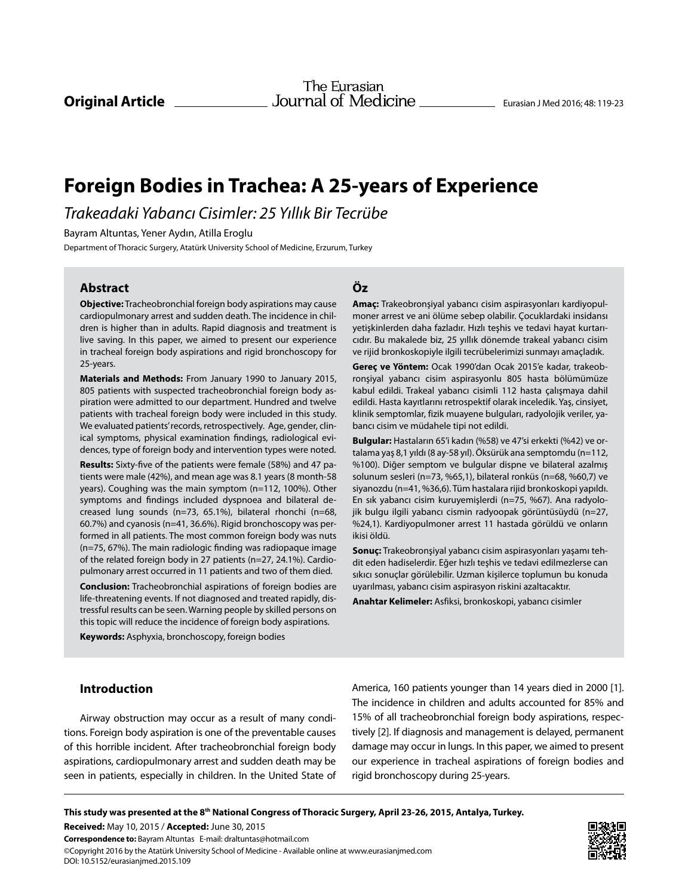**Original Article**

# Foreign Bodies in Trachea: A 25-years of Experience

*Trakeadaki Yabancı Cisimler: 25 Yıllık Bir Tecrübe*

Bayram Altuntas, Yener Aydın, Atilla Eroglu

Department of Thoracic Surgery, Atatürk University School of Medicine, Erzurum, Turkey

## Abstract

**Objective:** Tracheobronchial foreign body aspirations may cause cardiopulmonary arrest and sudden death. The incidence in children is higher than in adults. Rapid diagnosis and treatment is live saving. In this paper, we aimed to present our experience in tracheal foreign body aspirations and rigid bronchoscopy for 25-years.

**Materials and Methods:** From January 1990 to January 2015, 805 patients with suspected tracheobronchial foreign body aspiration were admitted to our department. Hundred and twelve patients with tracheal foreign body were included in this study. We evaluated patients' records, retrospectively. Age, gender, clinical symptoms, physical examination findings, radiological evidences, type of foreign body and intervention types were noted.

**Results:** Sixty-five of the patients were female (58%) and 47 patients were male (42%), and mean age was 8.1 years (8 month-58 years). Coughing was the main symptom (n=112, 100%). Other symptoms and findings included dyspnoea and bilateral decreased lung sounds (n=73, 65.1%), bilateral rhonchi (n=68, 60.7%) and cyanosis (n=41, 36.6%). Rigid bronchoscopy was performed in all patients. The most common foreign body was nuts (n=75, 67%). The main radiologic finding was radiopaque image of the related foreign body in 27 patients (n=27, 24.1%). Cardiopulmonary arrest occurred in 11 patients and two of them died.

**Conclusion:** Tracheobronchial aspirations of foreign bodies are life-threatening events. If not diagnosed and treated rapidly, distressful results can be seen. Warning people by skilled persons on this topic will reduce the incidence of foreign body aspirations.

**Keywords:** Asphyxia, bronchoscopy, foreign bodies

## Öz

**Amaç:** Trakeobronşiyal yabancı cisim aspirasyonları kardiyopulmoner arrest ve ani ölüme sebep olabilir. Çocuklardaki insidansı yetişkinlerden daha fazladır. Hızlı teşhis ve tedavi hayat kurtarıcıdır. Bu makalede biz, 25 yıllık dönemde trakeal yabancı cisim ve rijid bronkoskopiyle ilgili tecrübelerimizi sunmayı amaçladık.

**Gereç ve Yöntem:** Ocak 1990'dan Ocak 2015'e kadar, trakeobronşiyal yabancı cisim aspirasyonlu 805 hasta bölümümüze kabul edildi. Trakeal yabancı cisimli 112 hasta çalışmaya dahil edildi. Hasta kayıtlarını retrospektif olarak inceledik. Yaş, cinsiyet, klinik semptomlar, fizik muayene bulguları, radyolojik veriler, yabancı cisim ve müdahale tipi not edildi.

**Bulgular:** Hastaların 65'i kadın (%58) ve 47'si erkekti (%42) ve ortalama yaş 8,1 yıldı (8 ay-58 yıl). Öksürük ana semptomdu (n=112, %100). Diğer semptom ve bulgular dispne ve bilateral azalmış solunum sesleri (n=73, %65,1), bilateral ronküs (n=68, %60,7) ve siyanozdu (n=41, %36,6). Tüm hastalara rijid bronkoskopi yapıldı. En sık yabancı cisim kuruyemişlerdi (n=75, %67). Ana radyolojik bulgu ilgili yabancı cismin radyoopak görüntüsüydü (n=27, %24,1). Kardiyopulmoner arrest 11 hastada görüldü ve onların ikisi öldü.

**Sonuç:** Trakeobronşiyal yabancı cisim aspirasyonları yaşamı tehdit eden hadiselerdir. Eğer hızlı teşhis ve tedavi edilmezlerse can sıkıcı sonuçlar görülebilir. Uzman kişilerce toplumun bu konuda uyarılması, yabancı cisim aspirasyon riskini azaltacaktır.

**Anahtar Kelimeler:** Asfiksi, bronkoskopi, yabancı cisimler

## Introduction

Airway obstruction may occur as a result of many conditions. Foreign body aspiration is one of the preventable causes of this horrible incident. After tracheobronchial foreign body aspirations, cardiopulmonary arrest and sudden death may be seen in patients, especially in children. In the United State of America, 160 patients younger than 14 years died in 2000 [1]. The incidence in children and adults accounted for 85% and 15% of all tracheobronchial foreign body aspirations, respectively [2]. If diagnosis and management is delayed, permanent damage may occur in lungs. In this paper, we aimed to present our experience in tracheal aspirations of foreign bodies and rigid bronchoscopy during 25-years.

**This study was presented at the 8th National Congress of Thoracic Surgery, April 23-26, 2015, Antalya, Turkey.**

**Received:** May 10, 2015 / **Accepted:** June 30, 2015

**Correspondence to:** Bayram Altuntas E-mail: draltuntas@hotmail.com

©Copyright 2016 by the Atatürk University School of Medicine - Available online at www.eurasianjmed.com

DOI: 10.5152/eurasianjmed.2015.109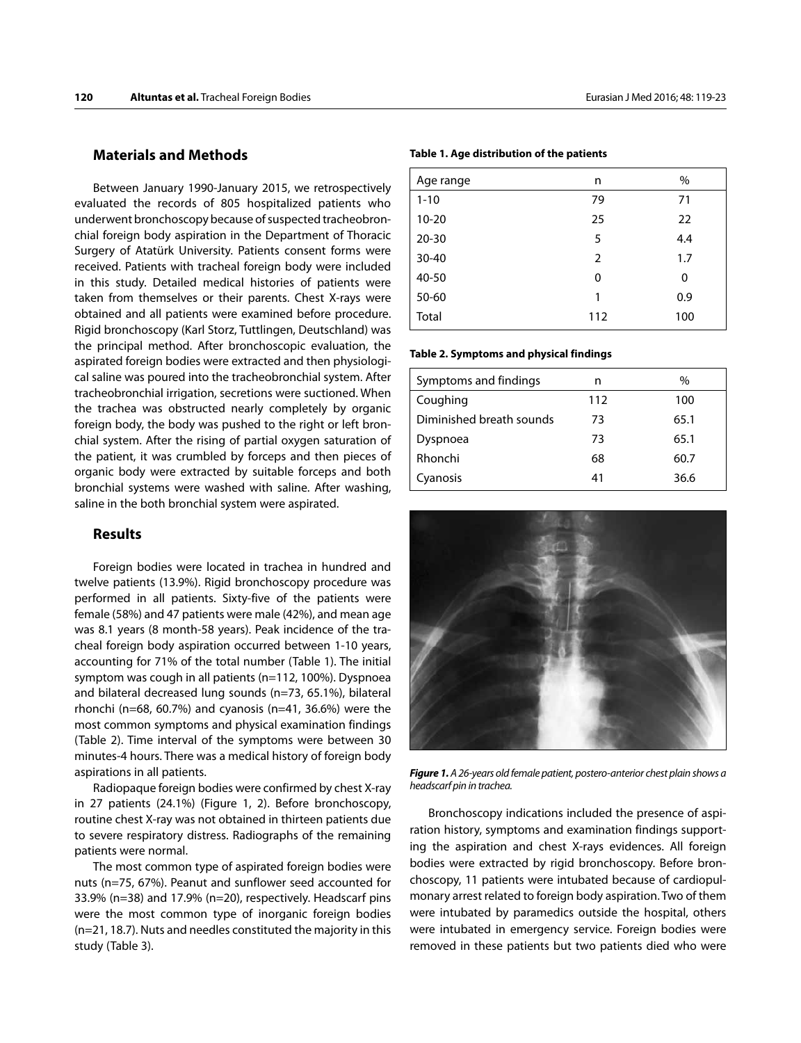## Materials and Methods

Between January 1990-January 2015, we retrospectively evaluated the records of 805 hospitalized patients who underwent bronchoscopy because of suspected tracheobronchial foreign body aspiration in the Department of Thoracic Surgery of Atatürk University. Patients consent forms were received. Patients with tracheal foreign body were included in this study. Detailed medical histories of patients were taken from themselves or their parents. Chest X-rays were obtained and all patients were examined before procedure. Rigid bronchoscopy (Karl Storz, Tuttlingen, Deutschland) was the principal method. After bronchoscopic evaluation, the aspirated foreign bodies were extracted and then physiological saline was poured into the tracheobronchial system. After tracheobronchial irrigation, secretions were suctioned. When the trachea was obstructed nearly completely by organic foreign body, the body was pushed to the right or left bronchial system. After the rising of partial oxygen saturation of the patient, it was crumbled by forceps and then pieces of organic body were extracted by suitable forceps and both bronchial systems were washed with saline. After washing, saline in the both bronchial system were aspirated.

## Results

Foreign bodies were located in trachea in hundred and twelve patients (13.9%). Rigid bronchoscopy procedure was performed in all patients. Sixty-five of the patients were female (58%) and 47 patients were male (42%), and mean age was 8.1 years (8 month-58 years). Peak incidence of the tracheal foreign body aspiration occurred between 1-10 years, accounting for 71% of the total number (Table 1). The initial symptom was cough in all patients (n=112, 100%). Dyspnoea and bilateral decreased lung sounds (n=73, 65.1%), bilateral rhonchi (n=68, 60.7%) and cyanosis (n=41, 36.6%) were the most common symptoms and physical examination findings (Table 2). Time interval of the symptoms were between 30 minutes-4 hours. There was a medical history of foreign body aspirations in all patients.

Radiopaque foreign bodies were confirmed by chest X-ray in 27 patients (24.1%) (Figure 1, 2). Before bronchoscopy, routine chest X-ray was not obtained in thirteen patients due to severe respiratory distress. Radiographs of the remaining patients were normal.

The most common type of aspirated foreign bodies were nuts (n=75, 67%). Peanut and sunflower seed accounted for 33.9% (n=38) and 17.9% (n=20), respectively. Headscarf pins were the most common type of inorganic foreign bodies (n=21, 18.7). Nuts and needles constituted the majority in this study (Table 3).

**Table 1. Age distribution of the patients**

| Age range | n | % |
|---|---|---|
| 1-10 | 79 | 71 |
| 10-20 | 25 | 22 |
| 20-30 | 5 | 4.4 |
| 30-40 | 2 | 1.7 |
| 40-50 | 0 | 0 |
| 50-60 | 1 | 0.9 |
| Total | 112 | 100 |

**Table 2. Symptoms and physical findings**

| Symptoms and findings | n | % |
|---|---|---|
| Coughing | 112 | 100 |
| Diminished breath sounds | 73 | 65.1 |
| Dyspnoea | 73 | 65.1 |
| Rhonchi | 68 | 60.7 |
| Cyanosis | 41 | 36.6 |

***Figure 1.** A 26-years old female patient, postero-anterior chest plain shows a headscarf pin in trachea.*

Bronchoscopy indications included the presence of aspiration history, symptoms and examination findings supporting the aspiration and chest X-rays evidences. All foreign bodies were extracted by rigid bronchoscopy. Before bronchoscopy, 11 patients were intubated because of cardiopulmonary arrest related to foreign body aspiration. Two of them were intubated by paramedics outside the hospital, others were intubated in emergency service. Foreign bodies were removed in these patients but two patients died who were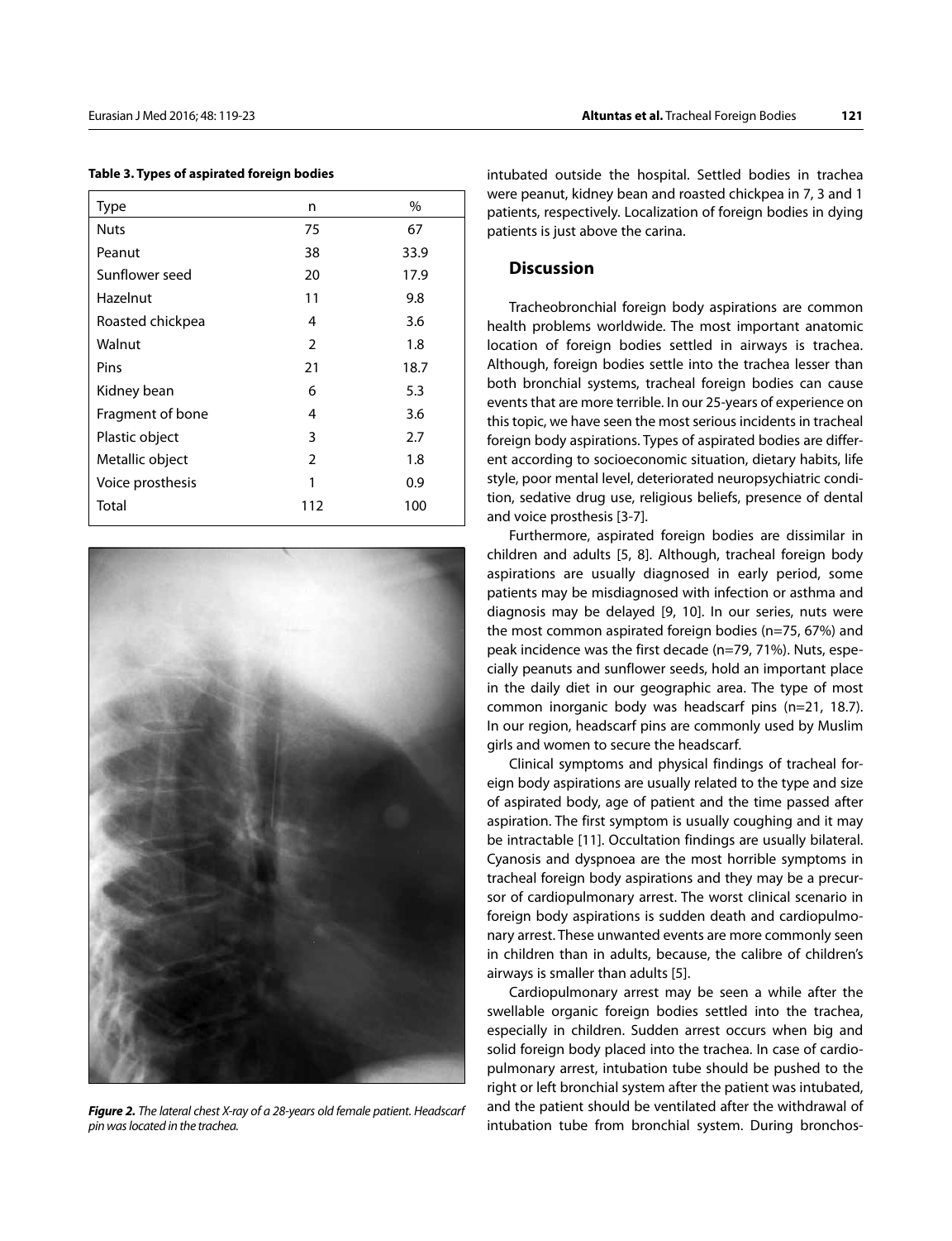**Table 3. Types of aspirated foreign bodies**

| Type | n | % |
|---|---|---|
| Nuts | 75 | 67 |
| Peanut | 38 | 33.9 |
| Sunflower seed | 20 | 17.9 |
| Hazelnut | 11 | 9.8 |
| Roasted chickpea | 4 | 3.6 |
| Walnut | 2 | 1.8 |
| Pins | 21 | 18.7 |
| Kidney bean | 6 | 5.3 |
| Fragment of bone | 4 | 3.6 |
| Plastic object | 3 | 2.7 |
| Metallic object | 2 | 1.8 |
| Voice prosthesis | 1 | 0.9 |
| Total | 112 | 100 |

***Figure 2.*** *The lateral chest X-ray of a 28-years old female patient. Headscarf pin was located in the trachea.*

intubated outside the hospital. Settled bodies in trachea were peanut, kidney bean and roasted chickpea in 7, 3 and 1 patients, respectively. Localization of foreign bodies in dying patients is just above the carina.

## Discussion

Tracheobronchial foreign body aspirations are common health problems worldwide. The most important anatomic location of foreign bodies settled in airways is trachea. Although, foreign bodies settle into the trachea lesser than both bronchial systems, tracheal foreign bodies can cause events that are more terrible. In our 25-years of experience on this topic, we have seen the most serious incidents in tracheal foreign body aspirations. Types of aspirated bodies are different according to socioeconomic situation, dietary habits, life style, poor mental level, deteriorated neuropsychiatric condition, sedative drug use, religious beliefs, presence of dental and voice prosthesis [3-7].

Furthermore, aspirated foreign bodies are dissimilar in children and adults [5, 8]. Although, tracheal foreign body aspirations are usually diagnosed in early period, some patients may be misdiagnosed with infection or asthma and diagnosis may be delayed [9, 10]. In our series, nuts were the most common aspirated foreign bodies (n=75, 67%) and peak incidence was the first decade (n=79, 71%). Nuts, especially peanuts and sunflower seeds, hold an important place in the daily diet in our geographic area. The type of most common inorganic body was headscarf pins (n=21, 18.7). In our region, headscarf pins are commonly used by Muslim girls and women to secure the headscarf.

Clinical symptoms and physical findings of tracheal foreign body aspirations are usually related to the type and size of aspirated body, age of patient and the time passed after aspiration. The first symptom is usually coughing and it may be intractable [11]. Occultation findings are usually bilateral. Cyanosis and dyspnoea are the most horrible symptoms in tracheal foreign body aspirations and they may be a precursor of cardiopulmonary arrest. The worst clinical scenario in foreign body aspirations is sudden death and cardiopulmonary arrest. These unwanted events are more commonly seen in children than in adults, because, the calibre of children's airways is smaller than adults [5].

Cardiopulmonary arrest may be seen a while after the swellable organic foreign bodies settled into the trachea, especially in children. Sudden arrest occurs when big and solid foreign body placed into the trachea. In case of cardiopulmonary arrest, intubation tube should be pushed to the right or left bronchial system after the patient was intubated, and the patient should be ventilated after the withdrawal of intubation tube from bronchial system. During bronchos-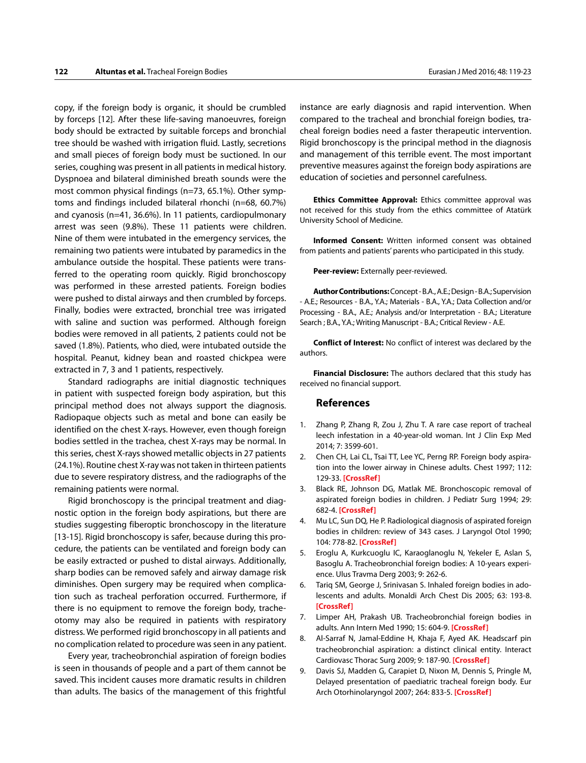copy, if the foreign body is organic, it should be crumbled by forceps [12]. After these life-saving manoeuvres, foreign body should be extracted by suitable forceps and bronchial tree should be washed with irrigation fluid. Lastly, secretions and small pieces of foreign body must be suctioned. In our series, coughing was present in all patients in medical history. Dyspnoea and bilateral diminished breath sounds were the most common physical findings (n=73, 65.1%). Other symptoms and findings included bilateral rhonchi (n=68, 60.7%) and cyanosis (n=41, 36.6%). In 11 patients, cardiopulmonary arrest was seen (9.8%). These 11 patients were children. Nine of them were intubated in the emergency services, the remaining two patients were intubated by paramedics in the ambulance outside the hospital. These patients were transferred to the operating room quickly. Rigid bronchoscopy was performed in these arrested patients. Foreign bodies were pushed to distal airways and then crumbled by forceps. Finally, bodies were extracted, bronchial tree was irrigated with saline and suction was performed. Although foreign bodies were removed in all patients, 2 patients could not be saved (1.8%). Patients, who died, were intubated outside the hospital. Peanut, kidney bean and roasted chickpea were extracted in 7, 3 and 1 patients, respectively.

Standard radiographs are initial diagnostic techniques in patient with suspected foreign body aspiration, but this principal method does not always support the diagnosis. Radiopaque objects such as metal and bone can easily be identified on the chest X-rays. However, even though foreign bodies settled in the trachea, chest X-rays may be normal. In this series, chest X-rays showed metallic objects in 27 patients (24.1%). Routine chest X-ray was not taken in thirteen patients due to severe respiratory distress, and the radiographs of the remaining patients were normal.

Rigid bronchoscopy is the principal treatment and diagnostic option in the foreign body aspirations, but there are studies suggesting fiberoptic bronchoscopy in the literature [13-15]. Rigid bronchoscopy is safer, because during this procedure, the patients can be ventilated and foreign body can be easily extracted or pushed to distal airways. Additionally, sharp bodies can be removed safely and airway damage risk diminishes. Open surgery may be required when complication such as tracheal perforation occurred. Furthermore, if there is no equipment to remove the foreign body, tracheotomy may also be required in patients with respiratory distress. We performed rigid bronchoscopy in all patients and no complication related to procedure was seen in any patient.

Every year, tracheobronchial aspiration of foreign bodies is seen in thousands of people and a part of them cannot be saved. This incident causes more dramatic results in children than adults. The basics of the management of this frightful instance are early diagnosis and rapid intervention. When compared to the tracheal and bronchial foreign bodies, tracheal foreign bodies need a faster therapeutic intervention. Rigid bronchoscopy is the principal method in the diagnosis and management of this terrible event. The most important preventive measures against the foreign body aspirations are education of societies and personnel carefulness.

**Ethics Committee Approval:** Ethics committee approval was not received for this study from the ethics committee of Atatürk University School of Medicine.

**Informed Consent:** Written informed consent was obtained from patients and patients' parents who participated in this study.

**Peer-review:** Externally peer-reviewed.

**Author Contributions:** Concept - B.A., A.E.; Design - B.A.; Supervision - A.E.; Resources - B.A., Y.A.; Materials - B.A., Y.A.; Data Collection and/or Processing - B.A., A.E.; Analysis and/or Interpretation - B.A.; Literature Search ; B.A., Y.A.; Writing Manuscript - B.A.; Critical Review - A.E.

**Conflict of Interest:** No conflict of interest was declared by the authors.

**Financial Disclosure:** The authors declared that this study has received no financial support.

## References

1. Zhang P, Zhang R, Zou J, Zhu T. A rare case report of tracheal leech infestation in a 40-year-old woman. Int J Clin Exp Med 2014; 7: 3599-601.
2. Chen CH, Lai CL, Tsai TT, Lee YC, Perng RP. Foreign body aspiration into the lower airway in Chinese adults. Chest 1997; 112: 129-33. [CrossRef]
3. Black RE, Johnson DG, Matlak ME. Bronchoscopic removal of aspirated foreign bodies in children. J Pediatr Surg 1994; 29: 682-4. [CrossRef]
4. Mu LC, Sun DQ, He P. Radiological diagnosis of aspirated foreign bodies in children: review of 343 cases. J Laryngol Otol 1990; 104: 778-82. [CrossRef]
5. Eroglu A, Kurkcuoglu IC, Karaoglanoglu N, Yekeler E, Aslan S, Basoglu A. Tracheobronchial foreign bodies: A 10-years experience. Ulus Travma Derg 2003; 9: 262-6.
6. Tariq SM, George J, Srinivasan S. Inhaled foreign bodies in adolescents and adults. Monaldi Arch Chest Dis 2005; 63: 193-8. [CrossRef]
7. Limper AH, Prakash UB. Tracheobronchial foreign bodies in adults. Ann Intern Med 1990; 15: 604-9. [CrossRef]
8. Al-Sarraf N, Jamal-Eddine H, Khaja F, Ayed AK. Headscarf pin tracheobronchial aspiration: a distinct clinical entity. Interact Cardiovasc Thorac Surg 2009; 9: 187-90. [CrossRef]
9. Davis SJ, Madden G, Carapiet D, Nixon M, Dennis S, Pringle M, Delayed presentation of paediatric tracheal foreign body. Eur Arch Otorhinolaryngol 2007; 264: 833-5. [CrossRef]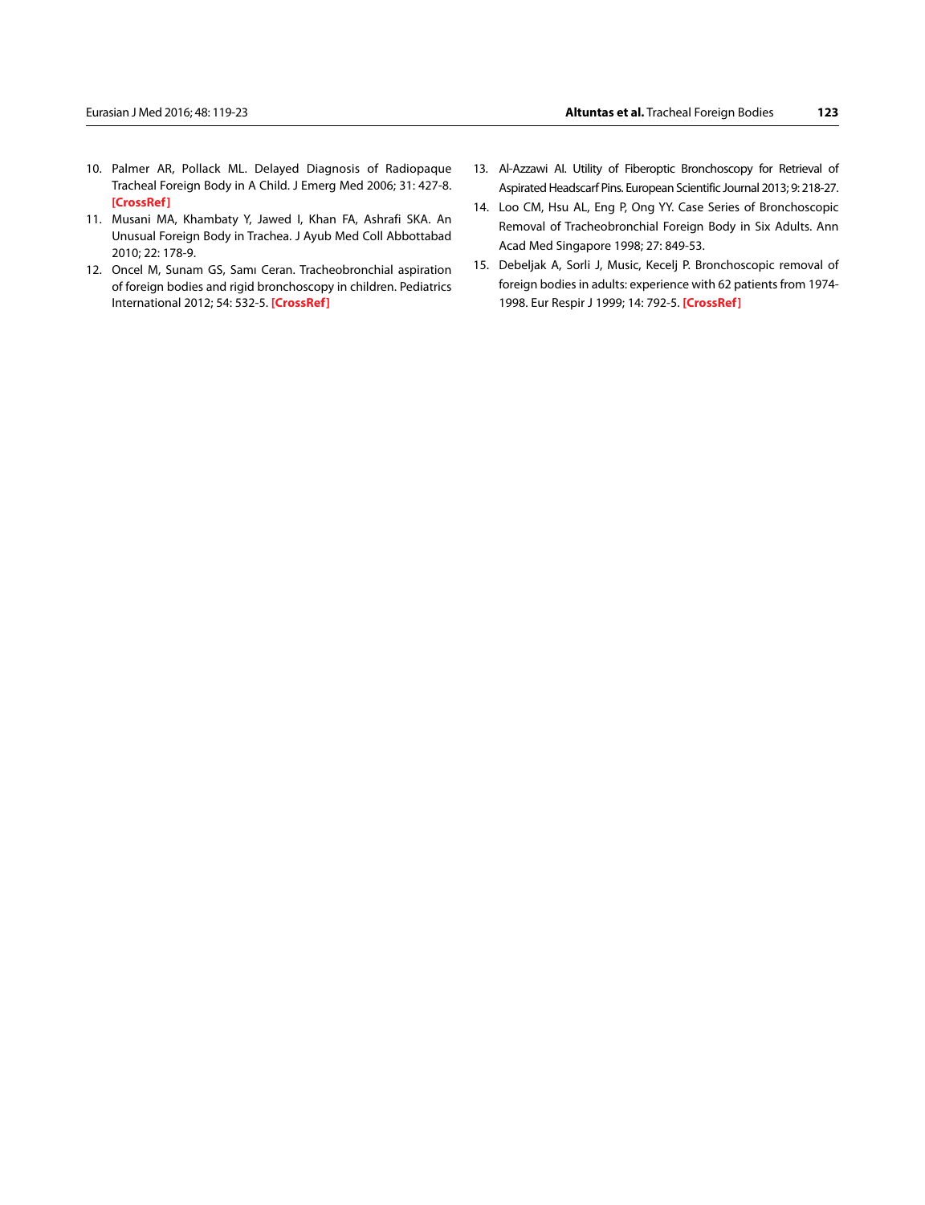10. Palmer AR, Pollack ML. Delayed Diagnosis of Radiopaque Tracheal Foreign Body in A Child. J Emerg Med 2006; 31: 427-8. [CrossRef]
11. Musani MA, Khambaty Y, Jawed I, Khan FA, Ashrafi SKA. An Unusual Foreign Body in Trachea. J Ayub Med Coll Abbottabad 2010; 22: 178-9.
12. Oncel M, Sunam GS, Samı Ceran. Tracheobronchial aspiration of foreign bodies and rigid bronchoscopy in children. Pediatrics International 2012; 54: 532-5. [CrossRef]
13. Al-Azzawi AI. Utility of Fiberoptic Bronchoscopy for Retrieval of Aspirated Headscarf Pins. European Scientific Journal 2013; 9: 218-27.
14. Loo CM, Hsu AL, Eng P, Ong YY. Case Series of Bronchoscopic Removal of Tracheobronchial Foreign Body in Six Adults. Ann Acad Med Singapore 1998; 27: 849-53.
15. Debeljak A, Sorli J, Music, Kecelj P. Bronchoscopic removal of foreign bodies in adults: experience with 62 patients from 1974-1998. Eur Respir J 1999; 14: 792-5. [CrossRef]